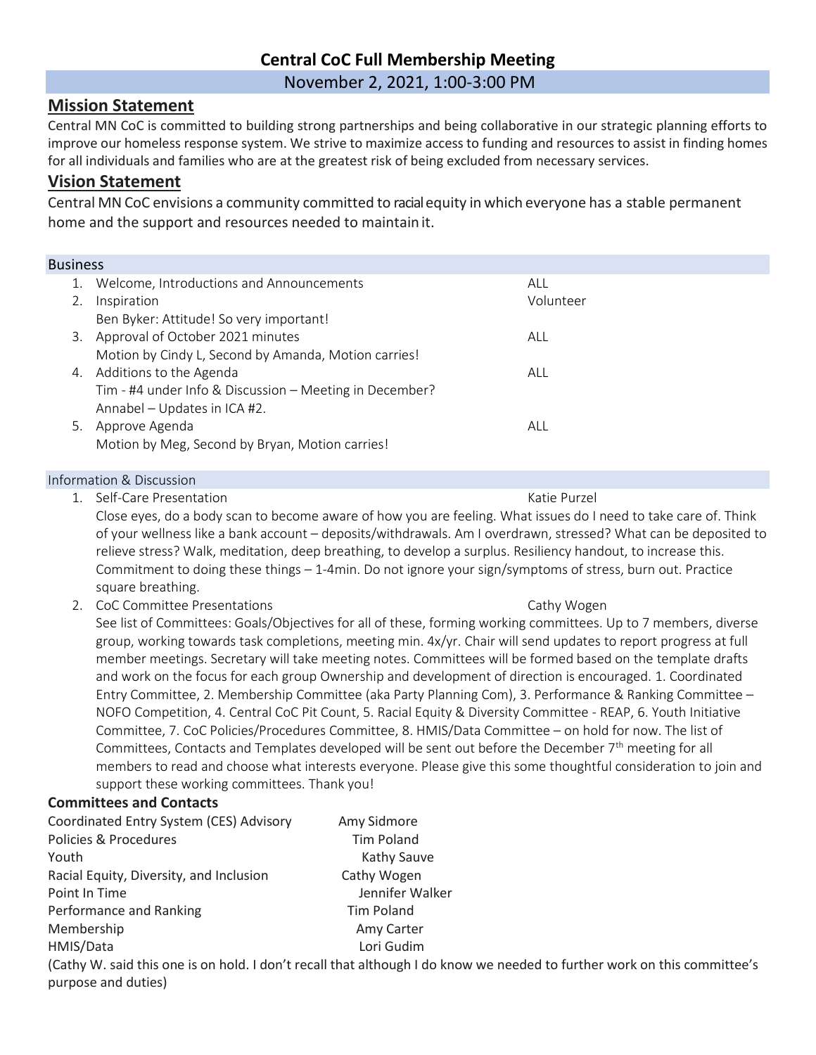## Central CoC Full Membership Meeting

November 2, 2021, 1:00-3:00 PM

## Mission Statement

Central MN CoC is committed to building strong partnerships and being collaborative in our strategic planning efforts to improve our homeless response system. We strive to maximize access to funding and resources to assist in finding homes for all individuals and families who are at the greatest risk of being excluded from necessary services.

## Vision Statement

Central MN CoC envisions a community committed to racial equity in which everyone has a stable permanent home and the support and resources needed to maintain it.

### Business

1. Welcome, Introductions and Announcements — ALL
2. Inspiration — Volunteer
   Ben Byker: Attitude! So very important!
3. Approval of October 2021 minutes — ALL
   Motion by Cindy L, Second by Amanda, Motion carries!
4. Additions to the Agenda — ALL
   Tim - #4 under Info & Discussion – Meeting in December?
   Annabel – Updates in ICA #2.
5. Approve Agenda — ALL
   Motion by Meg, Second by Bryan, Motion carries!

### Information & Discussion

1. Self-Care Presentation — Katie Purzel
   Close eyes, do a body scan to become aware of how you are feeling. What issues do I need to take care of. Think of your wellness like a bank account – deposits/withdrawals. Am I overdrawn, stressed? What can be deposited to relieve stress? Walk, meditation, deep breathing, to develop a surplus. Resiliency handout, to increase this. Commitment to doing these things – 1-4min. Do not ignore your sign/symptoms of stress, burn out. Practice square breathing.
2. CoC Committee Presentations — Cathy Wogen
   See list of Committees: Goals/Objectives for all of these, forming working committees. Up to 7 members, diverse group, working towards task completions, meeting min. 4x/yr. Chair will send updates to report progress at full member meetings. Secretary will take meeting notes. Committees will be formed based on the template drafts and work on the focus for each group Ownership and development of direction is encouraged. 1. Coordinated Entry Committee, 2. Membership Committee (aka Party Planning Com), 3. Performance & Ranking Committee – NOFO Competition, 4. Central CoC Pit Count, 5. Racial Equity & Diversity Committee - REAP, 6. Youth Initiative Committee, 7. CoC Policies/Procedures Committee, 8. HMIS/Data Committee – on hold for now. The list of Committees, Contacts and Templates developed will be sent out before the December 7th meeting for all members to read and choose what interests everyone. Please give this some thoughtful consideration to join and support these working committees. Thank you!

**Committees and Contacts**

| | |
|---|---|
| Coordinated Entry System (CES) Advisory | Amy Sidmore |
| Policies & Procedures | Tim Poland |
| Youth | Kathy Sauve |
| Racial Equity, Diversity, and Inclusion | Cathy Wogen |
| Point In Time | Jennifer Walker |
| Performance and Ranking | Tim Poland |
| Membership | Amy Carter |
| HMIS/Data | Lori Gudim |

(Cathy W. said this one is on hold. I don't recall that although I do know we needed to further work on this committee's purpose and duties)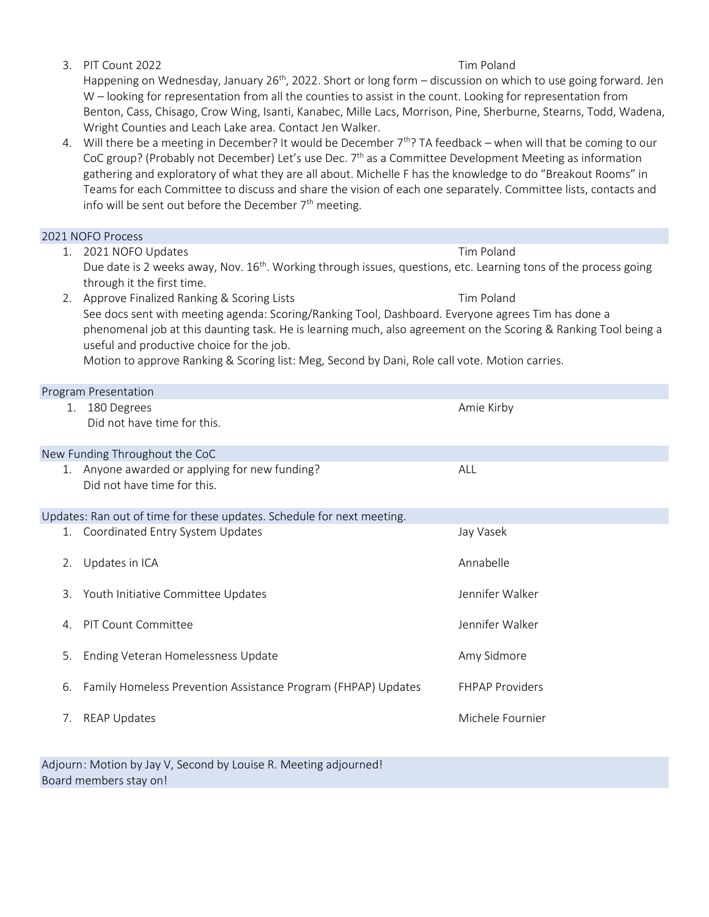3. PIT Count 2022 — Tim Poland

   Happening on Wednesday, January 26th, 2022. Short or long form – discussion on which to use going forward. Jen W – looking for representation from all the counties to assist in the count. Looking for representation from Benton, Cass, Chisago, Crow Wing, Isanti, Kanabec, Mille Lacs, Morrison, Pine, Sherburne, Stearns, Todd, Wadena, Wright Counties and Leach Lake area. Contact Jen Walker.

4. Will there be a meeting in December? It would be December 7th? TA feedback – when will that be coming to our CoC group? (Probably not December) Let's use Dec. 7th as a Committee Development Meeting as information gathering and exploratory of what they are all about. Michelle F has the knowledge to do "Breakout Rooms" in Teams for each Committee to discuss and share the vision of each one separately. Committee lists, contacts and info will be sent out before the December 7th meeting.

## 2021 NOFO Process

1. 2021 NOFO Updates — Tim Poland

   Due date is 2 weeks away, Nov. 16th. Working through issues, questions, etc. Learning tons of the process going through it the first time.

2. Approve Finalized Ranking & Scoring Lists — Tim Poland

   See docs sent with meeting agenda: Scoring/Ranking Tool, Dashboard. Everyone agrees Tim has done a phenomenal job at this daunting task. He is learning much, also agreement on the Scoring & Ranking Tool being a useful and productive choice for the job.

   Motion to approve Ranking & Scoring list: Meg, Second by Dani, Role call vote. Motion carries.

## Program Presentation

1. 180 Degrees — Amie Kirby

   Did not have time for this.

## New Funding Throughout the CoC

1. Anyone awarded or applying for new funding? — ALL

   Did not have time for this.

## Updates: Ran out of time for these updates. Schedule for next meeting.

1. Coordinated Entry System Updates — Jay Vasek
2. Updates in ICA — Annabelle
3. Youth Initiative Committee Updates — Jennifer Walker
4. PIT Count Committee — Jennifer Walker
5. Ending Veteran Homelessness Update — Amy Sidmore
6. Family Homeless Prevention Assistance Program (FHPAP) Updates — FHPAP Providers
7. REAP Updates — Michele Fournier

Adjourn: Motion by Jay V, Second by Louise R. Meeting adjourned!
Board members stay on!